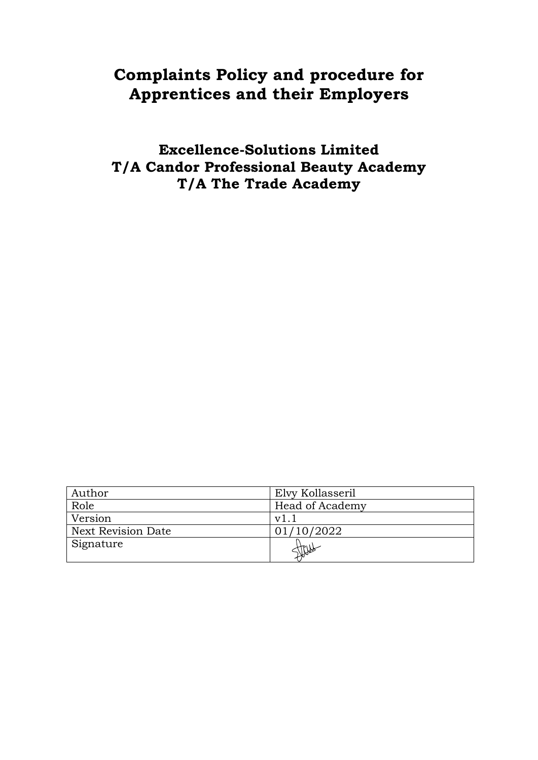# Complaints Policy and procedure for Apprentices and their Employers

## Excellence-Solutions Limited
## T/A Candor Professional Beauty Academy
## T/A The Trade Academy

| Author | Elvy Kollasseril |
|---|---|
| Role | Head of Academy |
| Version | v1.1 |
| Next Revision Date | 01/10/2022 |
| Signature | |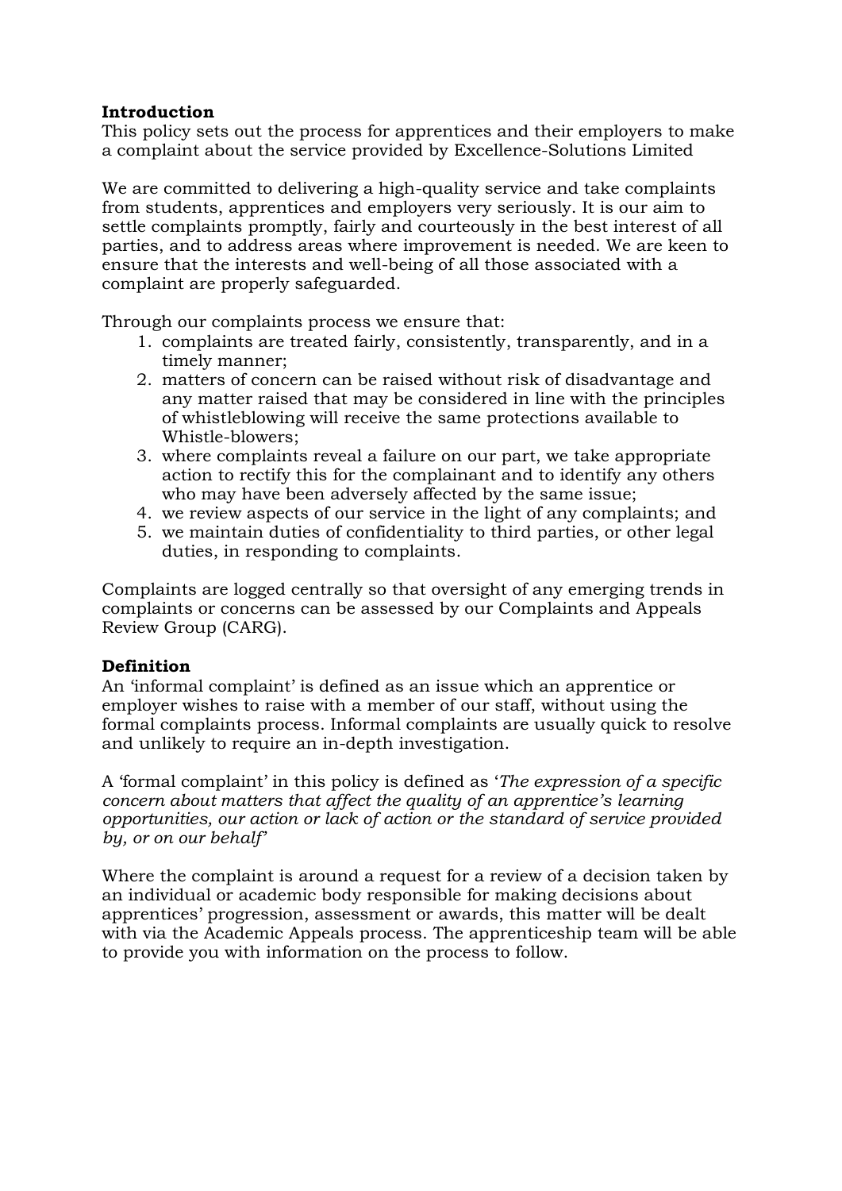**Introduction**

This policy sets out the process for apprentices and their employers to make a complaint about the service provided by Excellence-Solutions Limited

We are committed to delivering a high-quality service and take complaints from students, apprentices and employers very seriously. It is our aim to settle complaints promptly, fairly and courteously in the best interest of all parties, and to address areas where improvement is needed. We are keen to ensure that the interests and well-being of all those associated with a complaint are properly safeguarded.

Through our complaints process we ensure that:

1. complaints are treated fairly, consistently, transparently, and in a timely manner;
2. matters of concern can be raised without risk of disadvantage and any matter raised that may be considered in line with the principles of whistleblowing will receive the same protections available to Whistle-blowers;
3. where complaints reveal a failure on our part, we take appropriate action to rectify this for the complainant and to identify any others who may have been adversely affected by the same issue;
4. we review aspects of our service in the light of any complaints; and
5. we maintain duties of confidentiality to third parties, or other legal duties, in responding to complaints.

Complaints are logged centrally so that oversight of any emerging trends in complaints or concerns can be assessed by our Complaints and Appeals Review Group (CARG).

**Definition**

An 'informal complaint' is defined as an issue which an apprentice or employer wishes to raise with a member of our staff, without using the formal complaints process. Informal complaints are usually quick to resolve and unlikely to require an in-depth investigation.

A 'formal complaint' in this policy is defined as '*The expression of a specific concern about matters that affect the quality of an apprentice's learning opportunities, our action or lack of action or the standard of service provided by, or on our behalf*'

Where the complaint is around a request for a review of a decision taken by an individual or academic body responsible for making decisions about apprentices' progression, assessment or awards, this matter will be dealt with via the Academic Appeals process. The apprenticeship team will be able to provide you with information on the process to follow.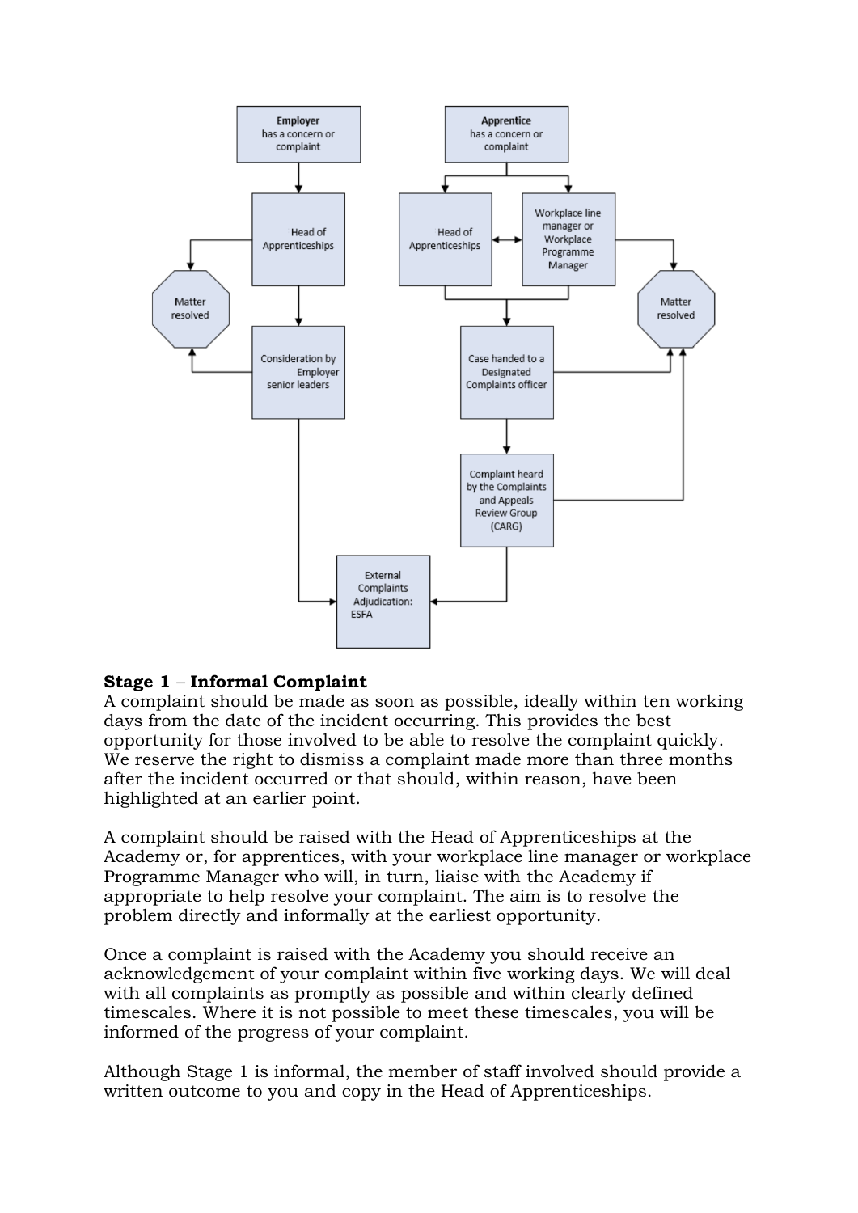**Stage 1** – **Informal Complaint**

A complaint should be made as soon as possible, ideally within ten working days from the date of the incident occurring. This provides the best opportunity for those involved to be able to resolve the complaint quickly. We reserve the right to dismiss a complaint made more than three months after the incident occurred or that should, within reason, have been highlighted at an earlier point.

A complaint should be raised with the Head of Apprenticeships at the Academy or, for apprentices, with your workplace line manager or workplace Programme Manager who will, in turn, liaise with the Academy if appropriate to help resolve your complaint. The aim is to resolve the problem directly and informally at the earliest opportunity.

Once a complaint is raised with the Academy you should receive an acknowledgement of your complaint within five working days. We will deal with all complaints as promptly as possible and within clearly defined timescales. Where it is not possible to meet these timescales, you will be informed of the progress of your complaint.

Although Stage 1 is informal, the member of staff involved should provide a written outcome to you and copy in the Head of Apprenticeships.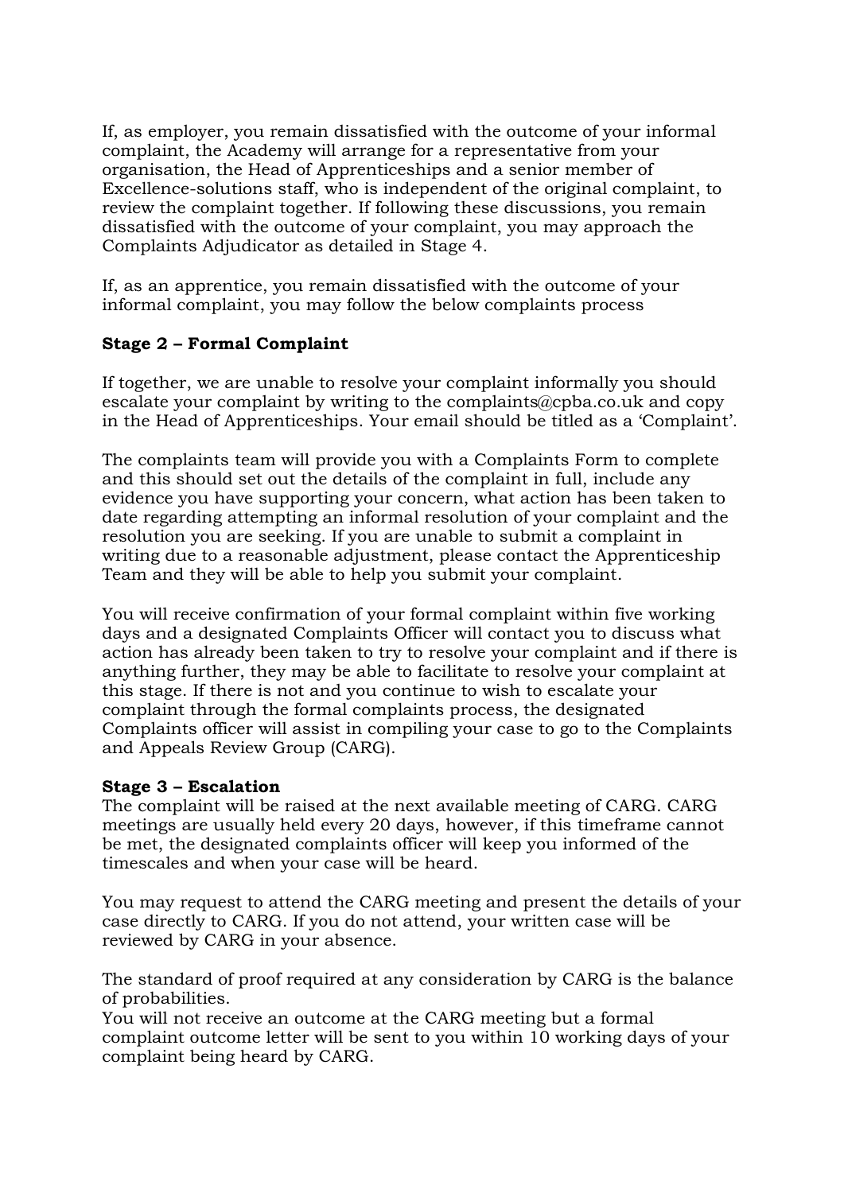If, as employer, you remain dissatisfied with the outcome of your informal complaint, the Academy will arrange for a representative from your organisation, the Head of Apprenticeships and a senior member of Excellence-solutions staff, who is independent of the original complaint, to review the complaint together. If following these discussions, you remain dissatisfied with the outcome of your complaint, you may approach the Complaints Adjudicator as detailed in Stage 4.

If, as an apprentice, you remain dissatisfied with the outcome of your informal complaint, you may follow the below complaints process

**Stage 2 – Formal Complaint**

If together, we are unable to resolve your complaint informally you should escalate your complaint by writing to the complaints@cpba.co.uk and copy in the Head of Apprenticeships. Your email should be titled as a 'Complaint'.

The complaints team will provide you with a Complaints Form to complete and this should set out the details of the complaint in full, include any evidence you have supporting your concern, what action has been taken to date regarding attempting an informal resolution of your complaint and the resolution you are seeking. If you are unable to submit a complaint in writing due to a reasonable adjustment, please contact the Apprenticeship Team and they will be able to help you submit your complaint.

You will receive confirmation of your formal complaint within five working days and a designated Complaints Officer will contact you to discuss what action has already been taken to try to resolve your complaint and if there is anything further, they may be able to facilitate to resolve your complaint at this stage. If there is not and you continue to wish to escalate your complaint through the formal complaints process, the designated Complaints officer will assist in compiling your case to go to the Complaints and Appeals Review Group (CARG).

**Stage 3 – Escalation**

The complaint will be raised at the next available meeting of CARG. CARG meetings are usually held every 20 days, however, if this timeframe cannot be met, the designated complaints officer will keep you informed of the timescales and when your case will be heard.

You may request to attend the CARG meeting and present the details of your case directly to CARG. If you do not attend, your written case will be reviewed by CARG in your absence.

The standard of proof required at any consideration by CARG is the balance of probabilities.

You will not receive an outcome at the CARG meeting but a formal complaint outcome letter will be sent to you within 10 working days of your complaint being heard by CARG.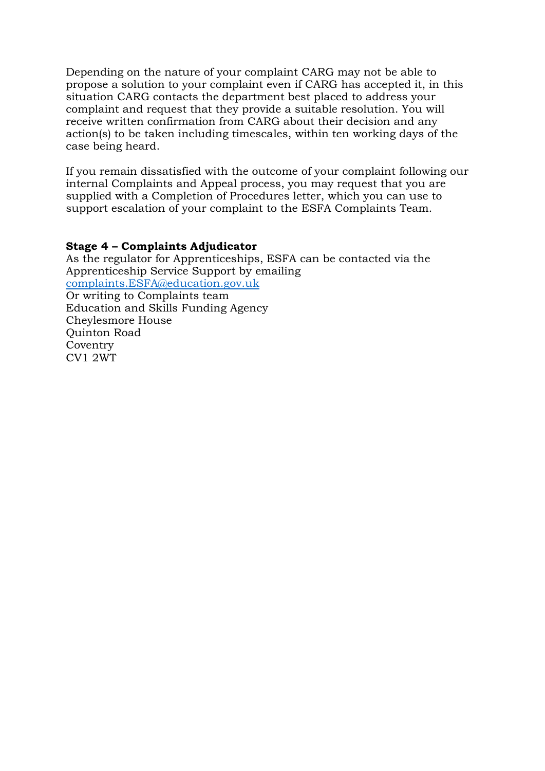Depending on the nature of your complaint CARG may not be able to propose a solution to your complaint even if CARG has accepted it, in this situation CARG contacts the department best placed to address your complaint and request that they provide a suitable resolution. You will receive written confirmation from CARG about their decision and any action(s) to be taken including timescales, within ten working days of the case being heard.

If you remain dissatisfied with the outcome of your complaint following our internal Complaints and Appeal process, you may request that you are supplied with a Completion of Procedures letter, which you can use to support escalation of your complaint to the ESFA Complaints Team.

**Stage 4 – Complaints Adjudicator**

As the regulator for Apprenticeships, ESFA can be contacted via the Apprenticeship Service Support by emailing
complaints.ESFA@education.gov.uk
Or writing to Complaints team
Education and Skills Funding Agency
Cheylesmore House
Quinton Road
Coventry
CV1 2WT